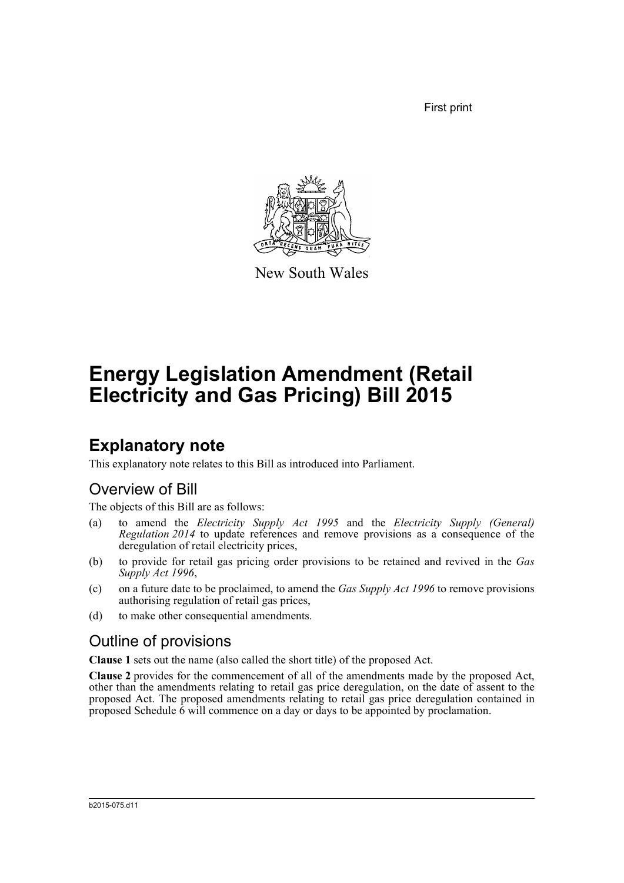First print

New South Wales

# Energy Legislation Amendment (Retail Electricity and Gas Pricing) Bill 2015

## Explanatory note

This explanatory note relates to this Bill as introduced into Parliament.

### Overview of Bill

The objects of this Bill are as follows:

(a) to amend the *Electricity Supply Act 1995* and the *Electricity Supply (General) Regulation 2014* to update references and remove provisions as a consequence of the deregulation of retail electricity prices,

(b) to provide for retail gas pricing order provisions to be retained and revived in the *Gas Supply Act 1996*,

(c) on a future date to be proclaimed, to amend the *Gas Supply Act 1996* to remove provisions authorising regulation of retail gas prices,

(d) to make other consequential amendments.

### Outline of provisions

**Clause 1** sets out the name (also called the short title) of the proposed Act.

**Clause 2** provides for the commencement of all of the amendments made by the proposed Act, other than the amendments relating to retail gas price deregulation, on the date of assent to the proposed Act. The proposed amendments relating to retail gas price deregulation contained in proposed Schedule 6 will commence on a day or days to be appointed by proclamation.

b2015-075.d11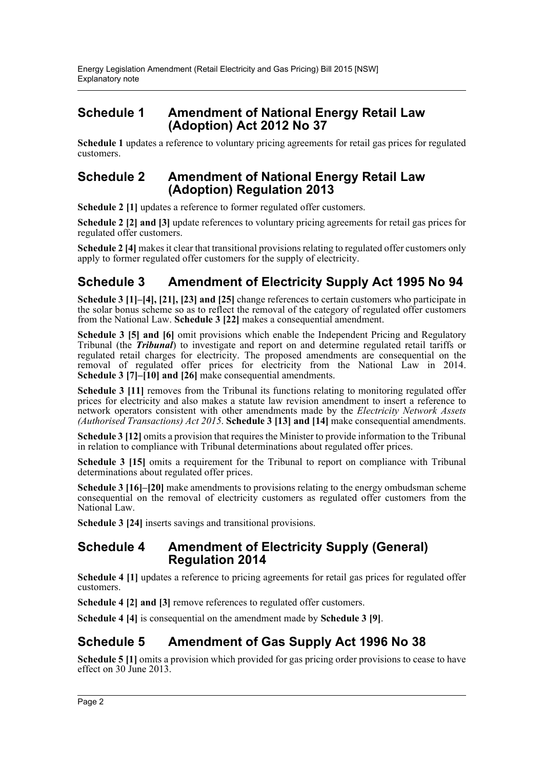## Schedule 1 Amendment of National Energy Retail Law (Adoption) Act 2012 No 37

**Schedule 1** updates a reference to voluntary pricing agreements for retail gas prices for regulated customers.

## Schedule 2 Amendment of National Energy Retail Law (Adoption) Regulation 2013

**Schedule 2 [1]** updates a reference to former regulated offer customers.

**Schedule 2 [2] and [3]** update references to voluntary pricing agreements for retail gas prices for regulated offer customers.

**Schedule 2 [4]** makes it clear that transitional provisions relating to regulated offer customers only apply to former regulated offer customers for the supply of electricity.

## Schedule 3 Amendment of Electricity Supply Act 1995 No 94

**Schedule 3 [1]–[4], [21], [23] and [25]** change references to certain customers who participate in the solar bonus scheme so as to reflect the removal of the category of regulated offer customers from the National Law. **Schedule 3 [22]** makes a consequential amendment.

**Schedule 3 [5] and [6]** omit provisions which enable the Independent Pricing and Regulatory Tribunal (the ***Tribunal***) to investigate and report on and determine regulated retail tariffs or regulated retail charges for electricity. The proposed amendments are consequential on the removal of regulated offer prices for electricity from the National Law in 2014. **Schedule 3 [7]–[10] and [26]** make consequential amendments.

**Schedule 3 [11]** removes from the Tribunal its functions relating to monitoring regulated offer prices for electricity and also makes a statute law revision amendment to insert a reference to network operators consistent with other amendments made by the *Electricity Network Assets (Authorised Transactions) Act 2015*. **Schedule 3 [13] and [14]** make consequential amendments.

**Schedule 3 [12]** omits a provision that requires the Minister to provide information to the Tribunal in relation to compliance with Tribunal determinations about regulated offer prices.

**Schedule 3 [15]** omits a requirement for the Tribunal to report on compliance with Tribunal determinations about regulated offer prices.

**Schedule 3 [16]–[20]** make amendments to provisions relating to the energy ombudsman scheme consequential on the removal of electricity customers as regulated offer customers from the National Law.

**Schedule 3 [24]** inserts savings and transitional provisions.

## Schedule 4 Amendment of Electricity Supply (General) Regulation 2014

**Schedule 4 [1]** updates a reference to pricing agreements for retail gas prices for regulated offer customers.

**Schedule 4 [2] and [3]** remove references to regulated offer customers.

**Schedule 4 [4]** is consequential on the amendment made by **Schedule 3 [9]**.

## Schedule 5 Amendment of Gas Supply Act 1996 No 38

**Schedule 5 [1]** omits a provision which provided for gas pricing order provisions to cease to have effect on 30 June 2013.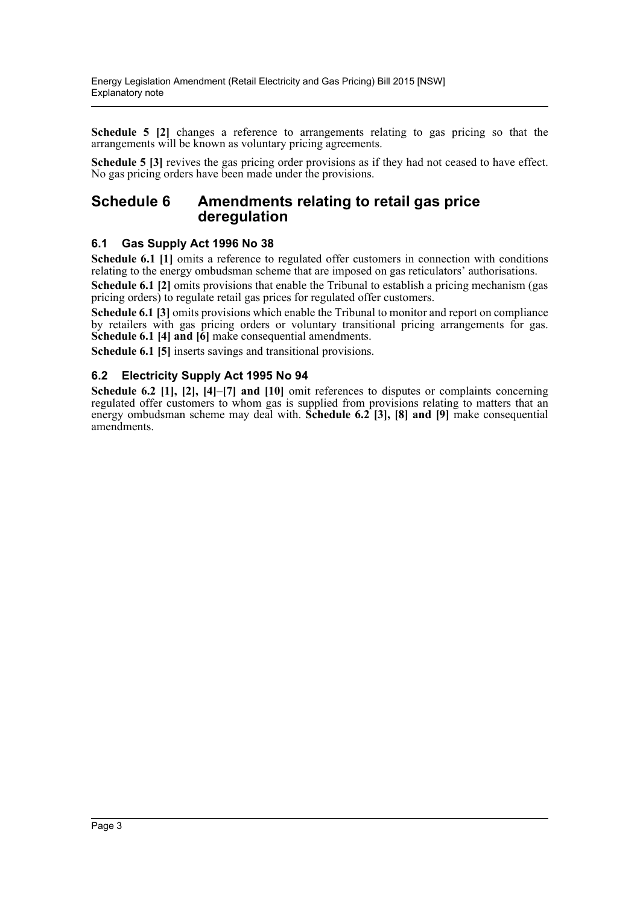**Schedule 5 [2]** changes a reference to arrangements relating to gas pricing so that the arrangements will be known as voluntary pricing agreements.

**Schedule 5 [3]** revives the gas pricing order provisions as if they had not ceased to have effect. No gas pricing orders have been made under the provisions.

## Schedule 6 Amendments relating to retail gas price deregulation

### 6.1 Gas Supply Act 1996 No 38

**Schedule 6.1 [1]** omits a reference to regulated offer customers in connection with conditions relating to the energy ombudsman scheme that are imposed on gas reticulators' authorisations.

**Schedule 6.1 [2]** omits provisions that enable the Tribunal to establish a pricing mechanism (gas pricing orders) to regulate retail gas prices for regulated offer customers.

**Schedule 6.1 [3]** omits provisions which enable the Tribunal to monitor and report on compliance by retailers with gas pricing orders or voluntary transitional pricing arrangements for gas. **Schedule 6.1 [4] and [6]** make consequential amendments.

**Schedule 6.1 [5]** inserts savings and transitional provisions.

### 6.2 Electricity Supply Act 1995 No 94

**Schedule 6.2 [1], [2], [4]–[7] and [10]** omit references to disputes or complaints concerning regulated offer customers to whom gas is supplied from provisions relating to matters that an energy ombudsman scheme may deal with. **Schedule 6.2 [3], [8] and [9]** make consequential amendments.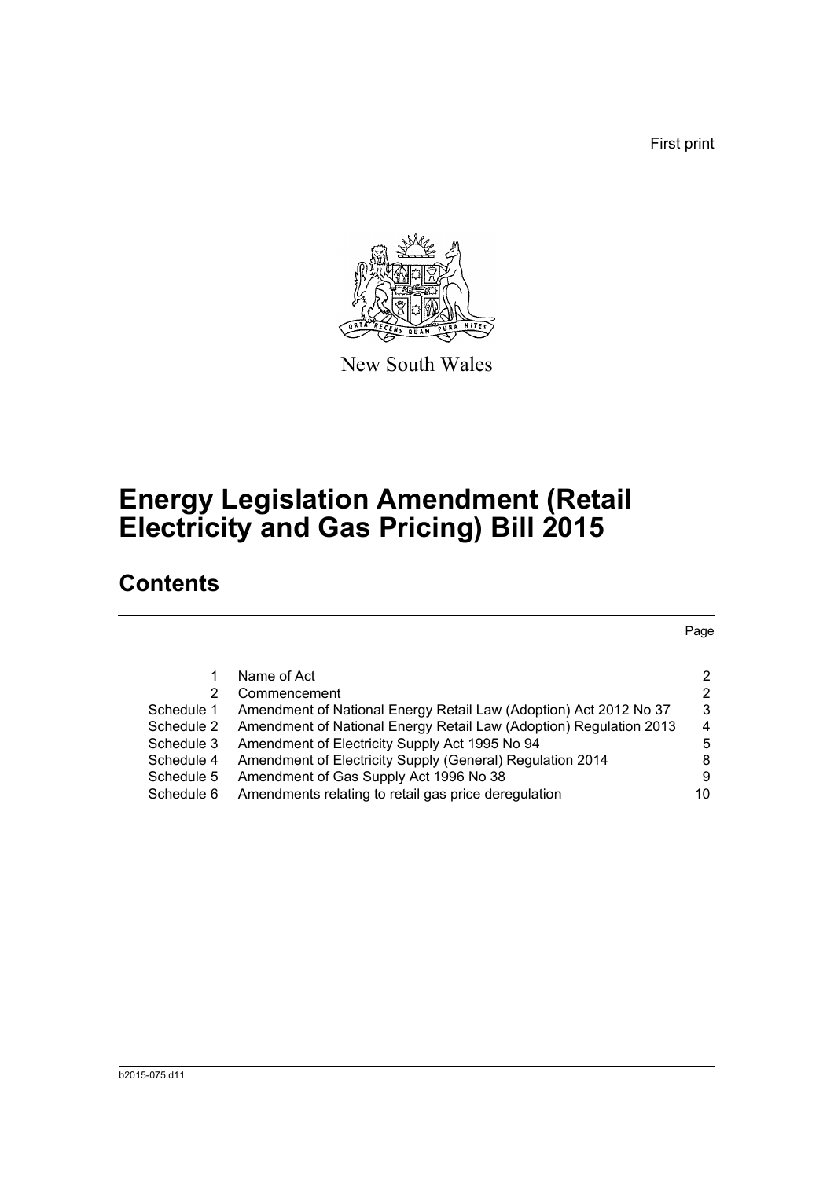First print

New South Wales

# Energy Legislation Amendment (Retail Electricity and Gas Pricing) Bill 2015

## Contents

| | | Page |
|---|---|---|
| 1 | Name of Act | 2 |
| 2 | Commencement | 2 |
| Schedule 1 | Amendment of National Energy Retail Law (Adoption) Act 2012 No 37 | 3 |
| Schedule 2 | Amendment of National Energy Retail Law (Adoption) Regulation 2013 | 4 |
| Schedule 3 | Amendment of Electricity Supply Act 1995 No 94 | 5 |
| Schedule 4 | Amendment of Electricity Supply (General) Regulation 2014 | 8 |
| Schedule 5 | Amendment of Gas Supply Act 1996 No 38 | 9 |
| Schedule 6 | Amendments relating to retail gas price deregulation | 10 |

b2015-075.d11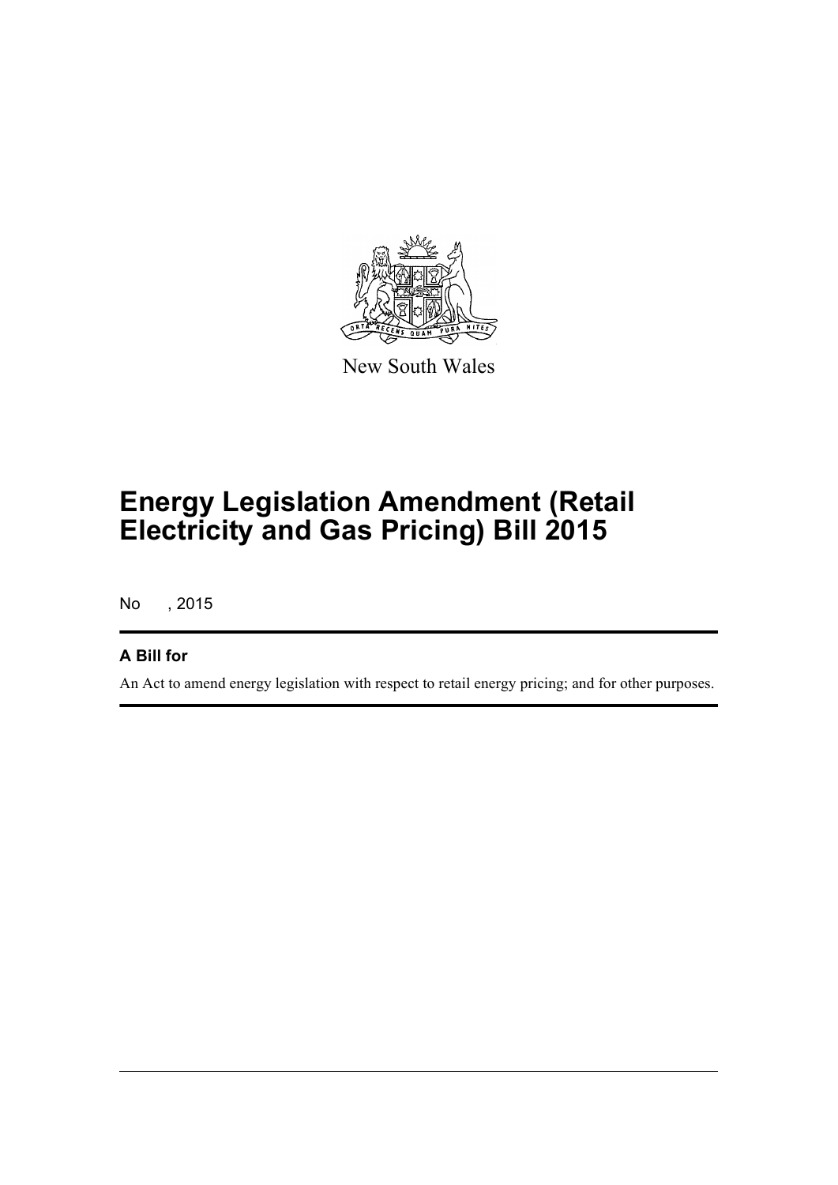New South Wales

# Energy Legislation Amendment (Retail Electricity and Gas Pricing) Bill 2015

No , 2015

## A Bill for

An Act to amend energy legislation with respect to retail energy pricing; and for other purposes.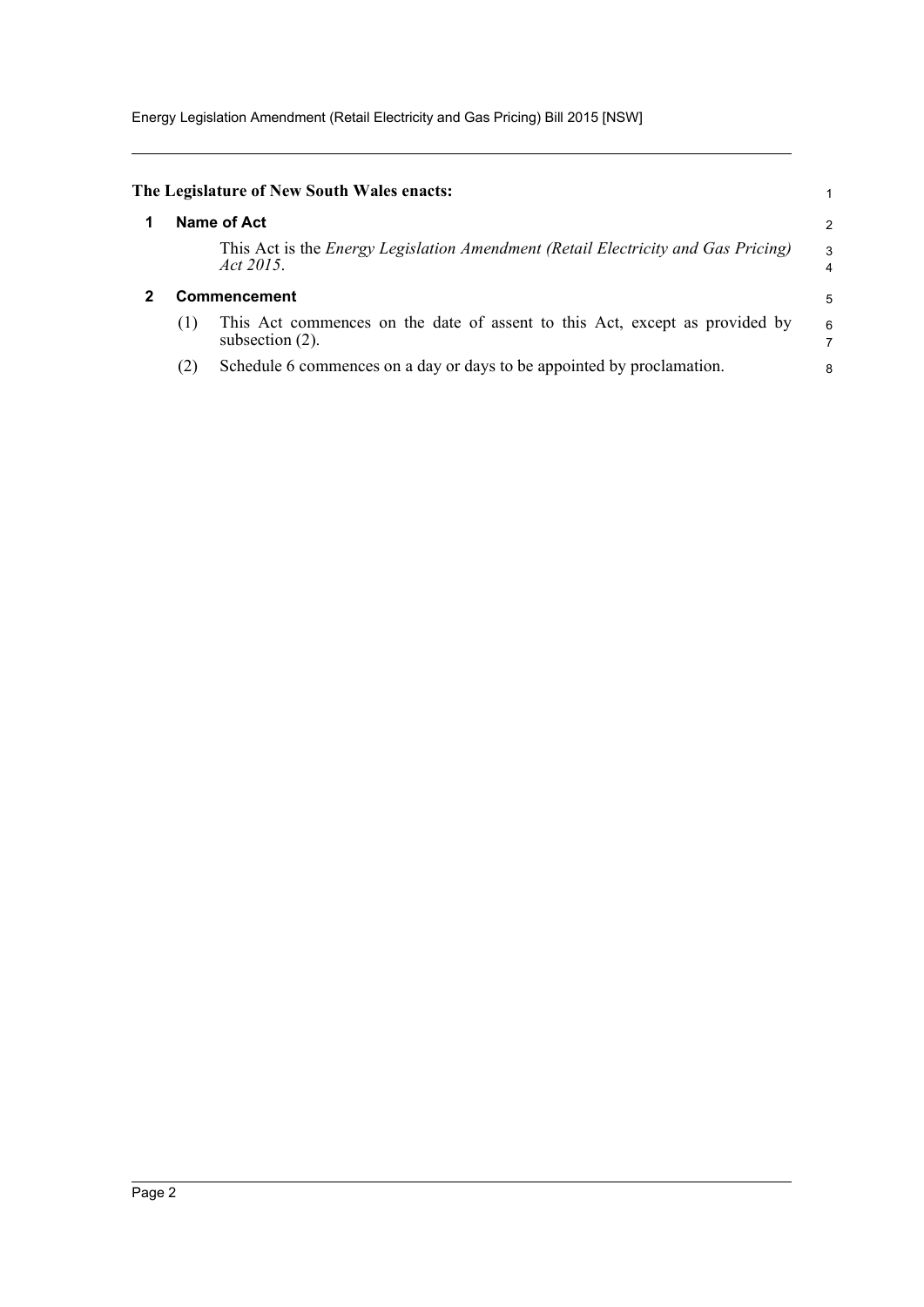**The Legislature of New South Wales enacts:**

## 1 Name of Act

This Act is the *Energy Legislation Amendment (Retail Electricity and Gas Pricing) Act 2015*.

## 2 Commencement

(1) This Act commences on the date of assent to this Act, except as provided by subsection (2).

(2) Schedule 6 commences on a day or days to be appointed by proclamation.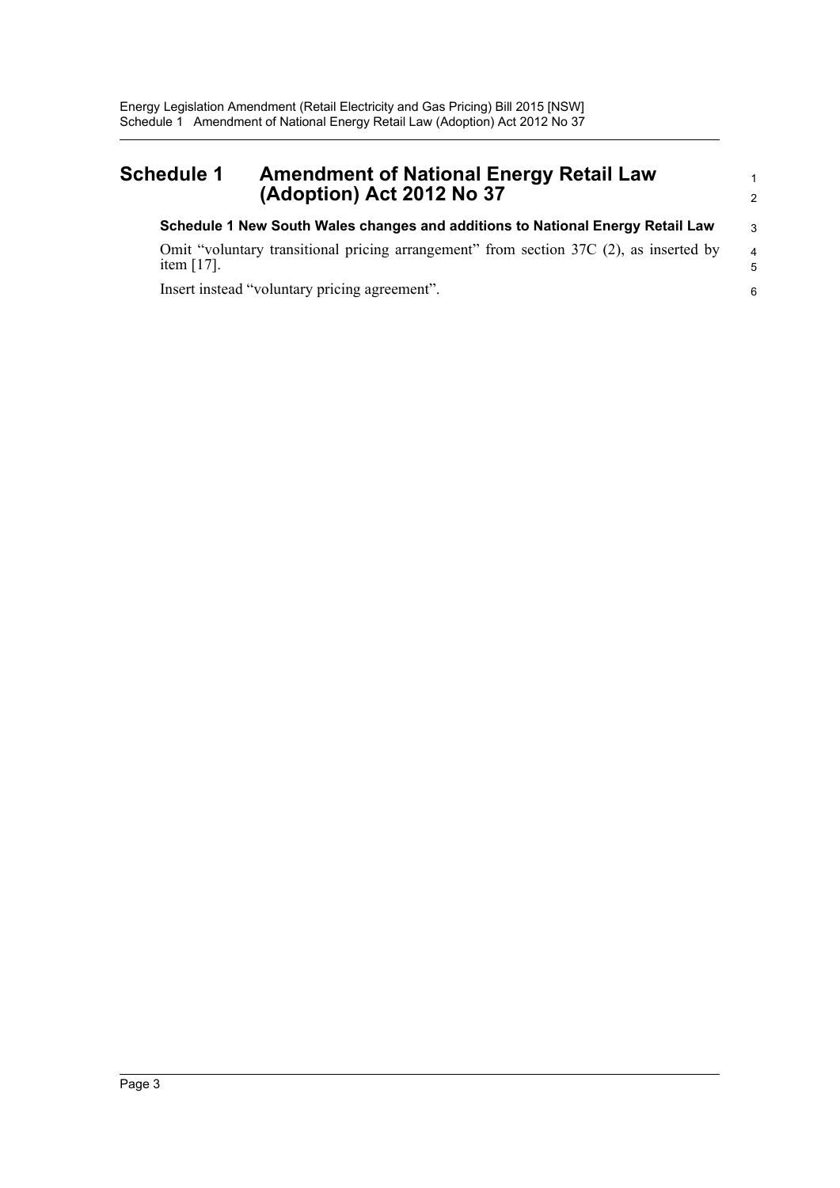# Schedule 1 Amendment of National Energy Retail Law (Adoption) Act 2012 No 37

### Schedule 1 New South Wales changes and additions to National Energy Retail Law

Omit "voluntary transitional pricing arrangement" from section 37C (2), as inserted by item [17].

Insert instead "voluntary pricing agreement".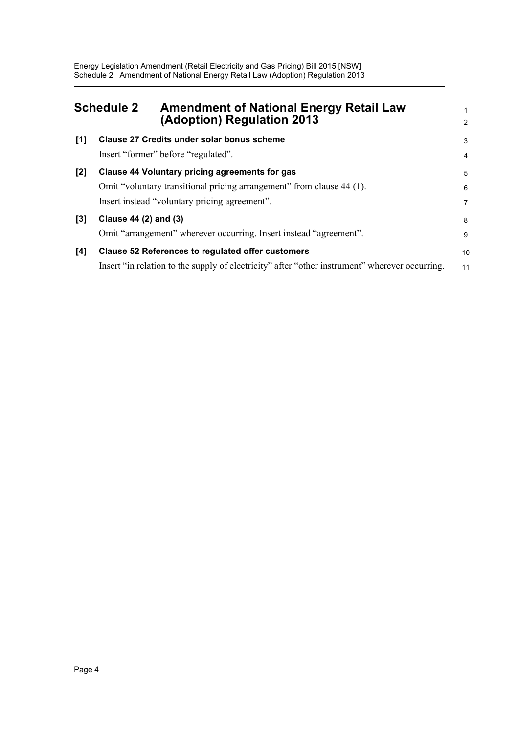## Schedule 2 Amendment of National Energy Retail Law (Adoption) Regulation 2013

**[1] Clause 27 Credits under solar bonus scheme**

Insert "former" before "regulated".

**[2] Clause 44 Voluntary pricing agreements for gas**

Omit "voluntary transitional pricing arrangement" from clause 44 (1).

Insert instead "voluntary pricing agreement".

**[3] Clause 44 (2) and (3)**

Omit "arrangement" wherever occurring. Insert instead "agreement".

**[4] Clause 52 References to regulated offer customers**

Insert "in relation to the supply of electricity" after "other instrument" wherever occurring.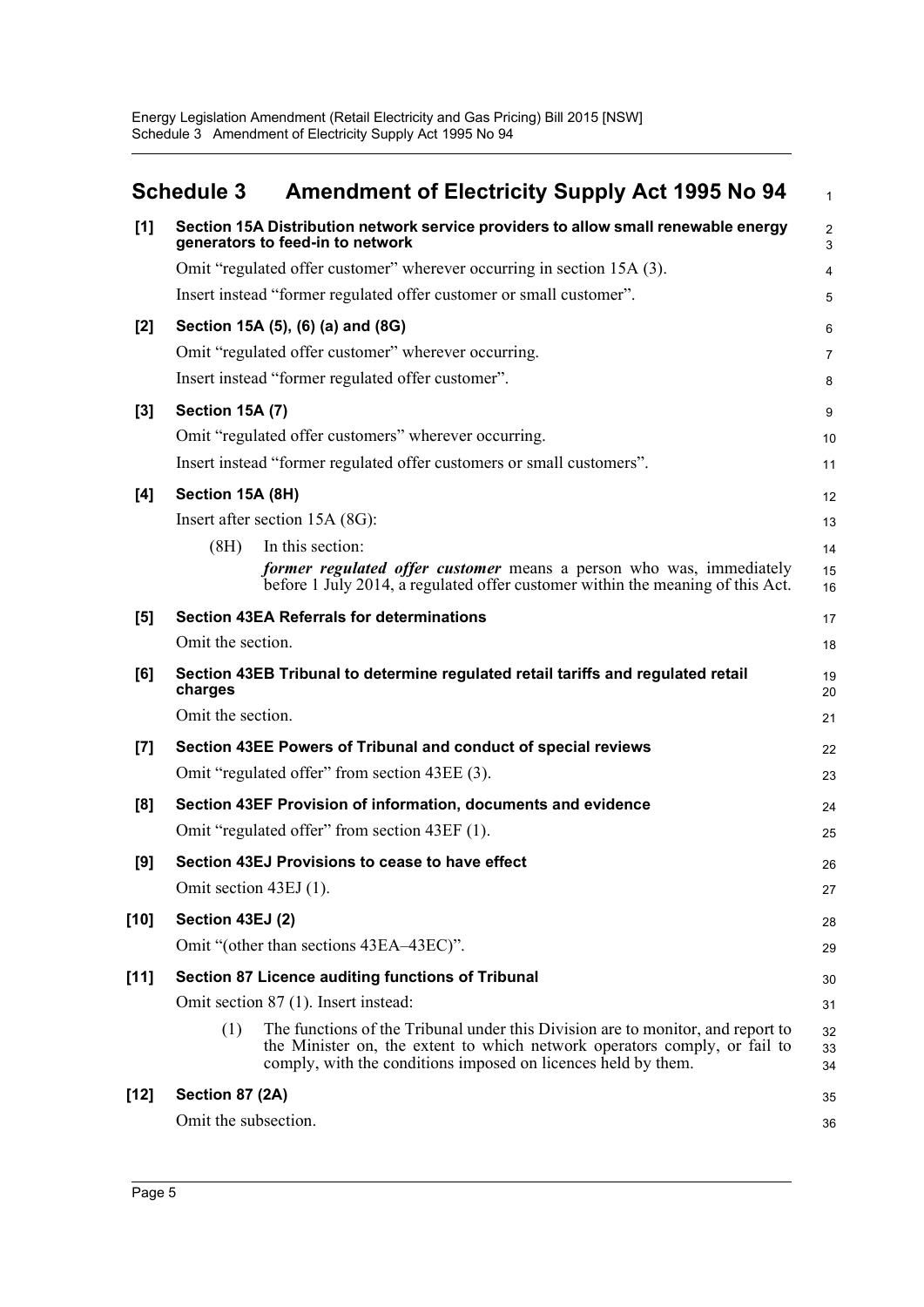## Schedule 3 Amendment of Electricity Supply Act 1995 No 94

**[1] Section 15A Distribution network service providers to allow small renewable energy generators to feed-in to network**

Omit "regulated offer customer" wherever occurring in section 15A (3).

Insert instead "former regulated offer customer or small customer".

**[2] Section 15A (5), (6) (a) and (8G)**

Omit "regulated offer customer" wherever occurring.

Insert instead "former regulated offer customer".

**[3] Section 15A (7)**

Omit "regulated offer customers" wherever occurring.

Insert instead "former regulated offer customers or small customers".

**[4] Section 15A (8H)**

Insert after section 15A (8G):

(8H) In this section:

***former regulated offer customer*** means a person who was, immediately before 1 July 2014, a regulated offer customer within the meaning of this Act.

**[5] Section 43EA Referrals for determinations**

Omit the section.

**[6] Section 43EB Tribunal to determine regulated retail tariffs and regulated retail charges**

Omit the section.

**[7] Section 43EE Powers of Tribunal and conduct of special reviews**

Omit "regulated offer" from section 43EE (3).

**[8] Section 43EF Provision of information, documents and evidence**

Omit "regulated offer" from section 43EF (1).

**[9] Section 43EJ Provisions to cease to have effect**

Omit section 43EJ (1).

**[10] Section 43EJ (2)**

Omit "(other than sections 43EA–43EC)".

**[11] Section 87 Licence auditing functions of Tribunal**

Omit section 87 (1). Insert instead:

(1) The functions of the Tribunal under this Division are to monitor, and report to the Minister on, the extent to which network operators comply, or fail to comply, with the conditions imposed on licences held by them.

**[12] Section 87 (2A)**

Omit the subsection.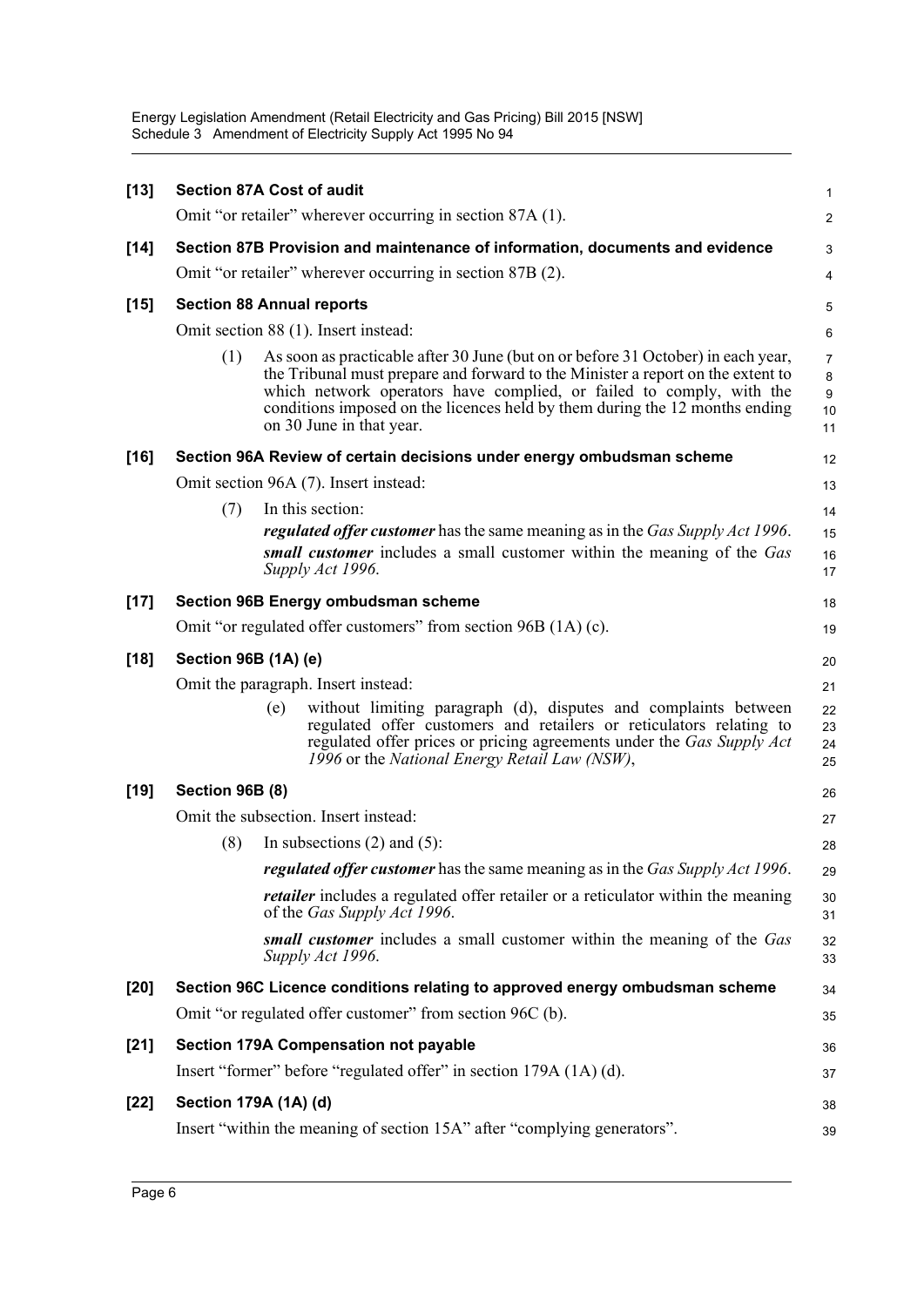**[13] Section 87A Cost of audit**

Omit "or retailer" wherever occurring in section 87A (1).

**[14] Section 87B Provision and maintenance of information, documents and evidence**

Omit "or retailer" wherever occurring in section 87B (2).

**[15] Section 88 Annual reports**

Omit section 88 (1). Insert instead:

(1) As soon as practicable after 30 June (but on or before 31 October) in each year, the Tribunal must prepare and forward to the Minister a report on the extent to which network operators have complied, or failed to comply, with the conditions imposed on the licences held by them during the 12 months ending on 30 June in that year.

**[16] Section 96A Review of certain decisions under energy ombudsman scheme**

Omit section 96A (7). Insert instead:

(7) In this section:

***regulated offer customer*** has the same meaning as in the *Gas Supply Act 1996*.

***small customer*** includes a small customer within the meaning of the *Gas Supply Act 1996*.

**[17] Section 96B Energy ombudsman scheme**

Omit "or regulated offer customers" from section 96B (1A) (c).

**[18] Section 96B (1A) (e)**

Omit the paragraph. Insert instead:

(e) without limiting paragraph (d), disputes and complaints between regulated offer customers and retailers or reticulators relating to regulated offer prices or pricing agreements under the *Gas Supply Act 1996* or the *National Energy Retail Law (NSW)*,

**[19] Section 96B (8)**

Omit the subsection. Insert instead:

(8) In subsections (2) and (5):

***regulated offer customer*** has the same meaning as in the *Gas Supply Act 1996*.

***retailer*** includes a regulated offer retailer or a reticulator within the meaning of the *Gas Supply Act 1996*.

***small customer*** includes a small customer within the meaning of the *Gas Supply Act 1996*.

**[20] Section 96C Licence conditions relating to approved energy ombudsman scheme**

Omit "or regulated offer customer" from section 96C (b).

**[21] Section 179A Compensation not payable**

Insert "former" before "regulated offer" in section 179A (1A) (d).

**[22] Section 179A (1A) (d)**

Insert "within the meaning of section 15A" after "complying generators".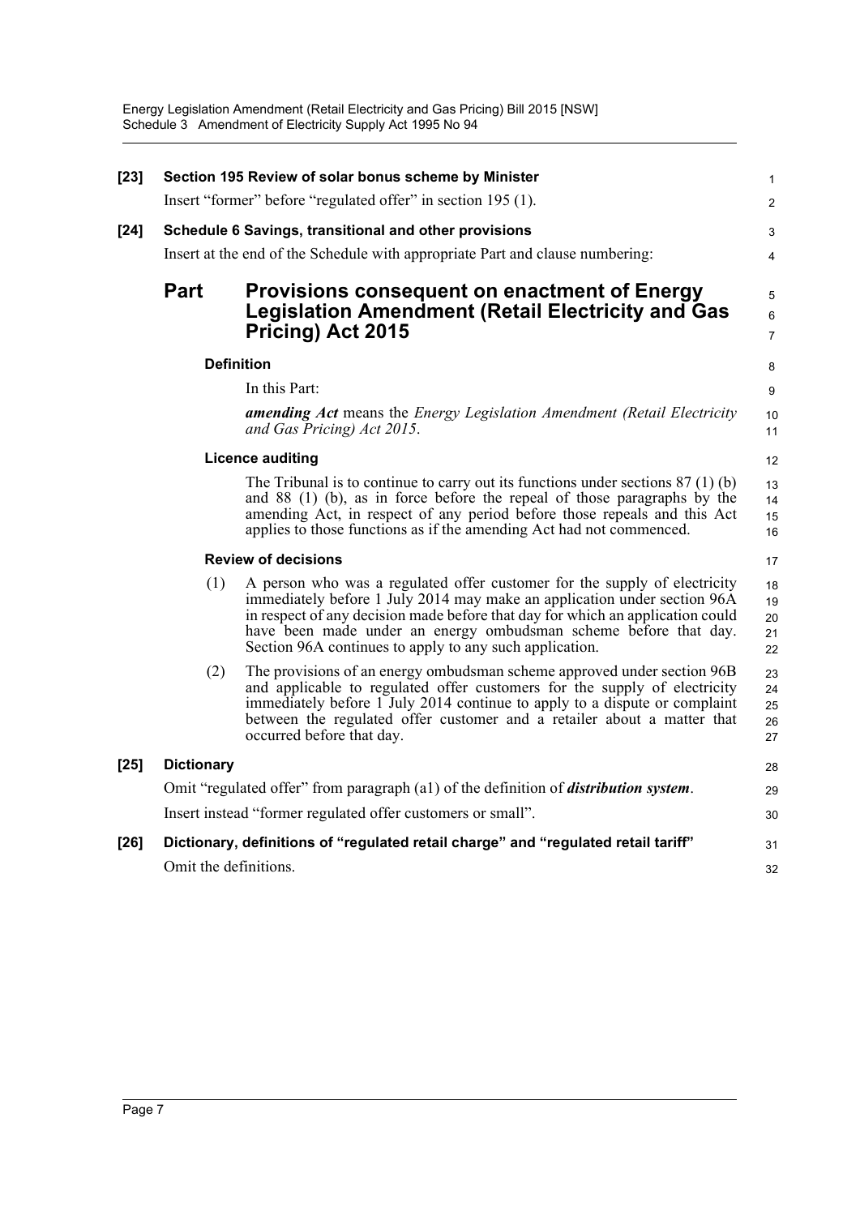**[23] Section 195 Review of solar bonus scheme by Minister**

Insert "former" before "regulated offer" in section 195 (1).

**[24] Schedule 6 Savings, transitional and other provisions**

Insert at the end of the Schedule with appropriate Part and clause numbering:

## Part Provisions consequent on enactment of Energy Legislation Amendment (Retail Electricity and Gas Pricing) Act 2015

### Definition

In this Part:

***amending Act*** means the *Energy Legislation Amendment (Retail Electricity and Gas Pricing) Act 2015*.

### Licence auditing

The Tribunal is to continue to carry out its functions under sections 87 (1) (b) and 88 (1) (b), as in force before the repeal of those paragraphs by the amending Act, in respect of any period before those repeals and this Act applies to those functions as if the amending Act had not commenced.

### Review of decisions

(1) A person who was a regulated offer customer for the supply of electricity immediately before 1 July 2014 may make an application under section 96A in respect of any decision made before that day for which an application could have been made under an energy ombudsman scheme before that day. Section 96A continues to apply to any such application.

(2) The provisions of an energy ombudsman scheme approved under section 96B and applicable to regulated offer customers for the supply of electricity immediately before 1 July 2014 continue to apply to a dispute or complaint between the regulated offer customer and a retailer about a matter that occurred before that day.

**[25] Dictionary**

Omit "regulated offer" from paragraph (a1) of the definition of ***distribution system***.

Insert instead "former regulated offer customers or small".

**[26] Dictionary, definitions of "regulated retail charge" and "regulated retail tariff"**

Omit the definitions.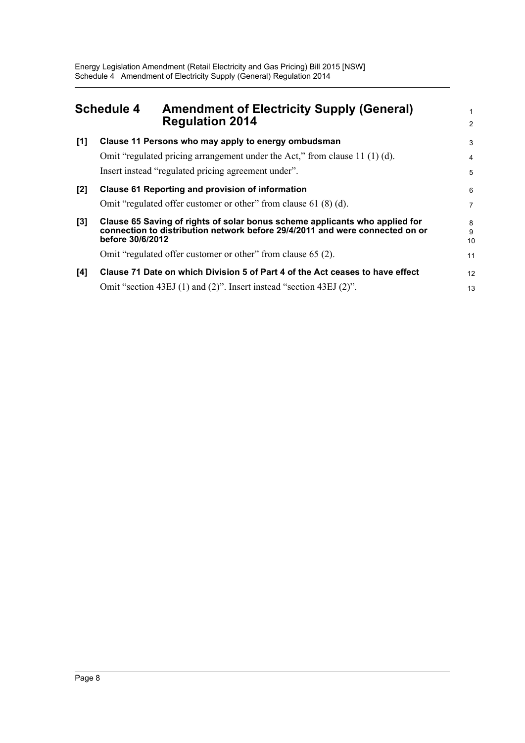# Schedule 4 Amendment of Electricity Supply (General) Regulation 2014

**[1] Clause 11 Persons who may apply to energy ombudsman**

Omit "regulated pricing arrangement under the Act," from clause 11 (1) (d).

Insert instead "regulated pricing agreement under".

**[2] Clause 61 Reporting and provision of information**

Omit "regulated offer customer or other" from clause 61 (8) (d).

**[3] Clause 65 Saving of rights of solar bonus scheme applicants who applied for connection to distribution network before 29/4/2011 and were connected on or before 30/6/2012**

Omit "regulated offer customer or other" from clause 65 (2).

**[4] Clause 71 Date on which Division 5 of Part 4 of the Act ceases to have effect**

Omit "section 43EJ (1) and (2)". Insert instead "section 43EJ (2)".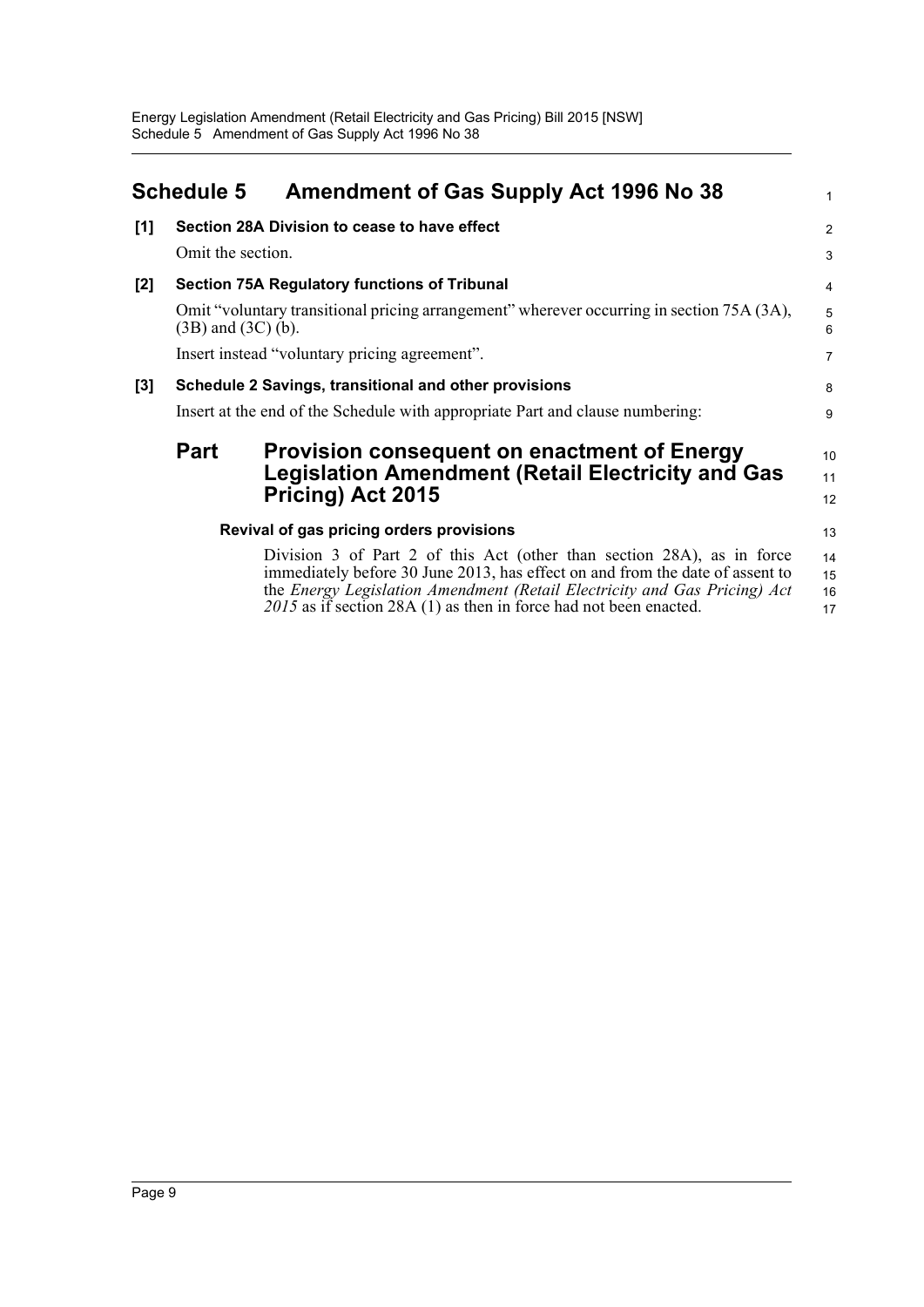# Schedule 5 Amendment of Gas Supply Act 1996 No 38

**[1] Section 28A Division to cease to have effect**

Omit the section.

**[2] Section 75A Regulatory functions of Tribunal**

Omit "voluntary transitional pricing arrangement" wherever occurring in section 75A (3A), (3B) and (3C) (b).

Insert instead "voluntary pricing agreement".

**[3] Schedule 2 Savings, transitional and other provisions**

Insert at the end of the Schedule with appropriate Part and clause numbering:

## Part Provision consequent on enactment of Energy Legislation Amendment (Retail Electricity and Gas Pricing) Act 2015

### Revival of gas pricing orders provisions

Division 3 of Part 2 of this Act (other than section 28A), as in force immediately before 30 June 2013, has effect on and from the date of assent to the *Energy Legislation Amendment (Retail Electricity and Gas Pricing) Act 2015* as if section 28A (1) as then in force had not been enacted.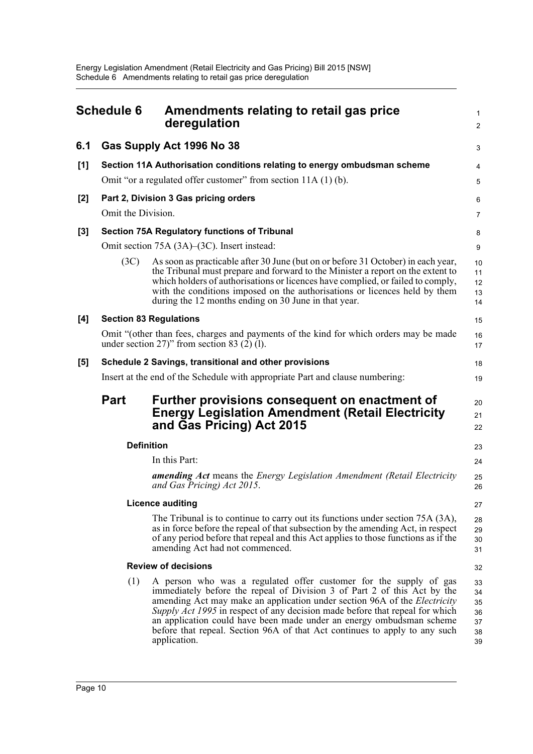## Schedule 6 Amendments relating to retail gas price deregulation

### 6.1 Gas Supply Act 1996 No 38

**[1] Section 11A Authorisation conditions relating to energy ombudsman scheme**

Omit "or a regulated offer customer" from section 11A (1) (b).

**[2] Part 2, Division 3 Gas pricing orders**

Omit the Division.

**[3] Section 75A Regulatory functions of Tribunal**

Omit section 75A (3A)–(3C). Insert instead:

(3C) As soon as practicable after 30 June (but on or before 31 October) in each year, the Tribunal must prepare and forward to the Minister a report on the extent to which holders of authorisations or licences have complied, or failed to comply, with the conditions imposed on the authorisations or licences held by them during the 12 months ending on 30 June in that year.

**[4] Section 83 Regulations**

Omit "(other than fees, charges and payments of the kind for which orders may be made under section 27)" from section 83 (2) (l).

**[5] Schedule 2 Savings, transitional and other provisions**

Insert at the end of the Schedule with appropriate Part and clause numbering:

## Part Further provisions consequent on enactment of Energy Legislation Amendment (Retail Electricity and Gas Pricing) Act 2015

**Definition**

In this Part:

***amending Act*** means the *Energy Legislation Amendment (Retail Electricity and Gas Pricing) Act 2015*.

**Licence auditing**

The Tribunal is to continue to carry out its functions under section 75A (3A), as in force before the repeal of that subsection by the amending Act, in respect of any period before that repeal and this Act applies to those functions as if the amending Act had not commenced.

**Review of decisions**

(1) A person who was a regulated offer customer for the supply of gas immediately before the repeal of Division 3 of Part 2 of this Act by the amending Act may make an application under section 96A of the *Electricity Supply Act 1995* in respect of any decision made before that repeal for which an application could have been made under an energy ombudsman scheme before that repeal. Section 96A of that Act continues to apply to any such application.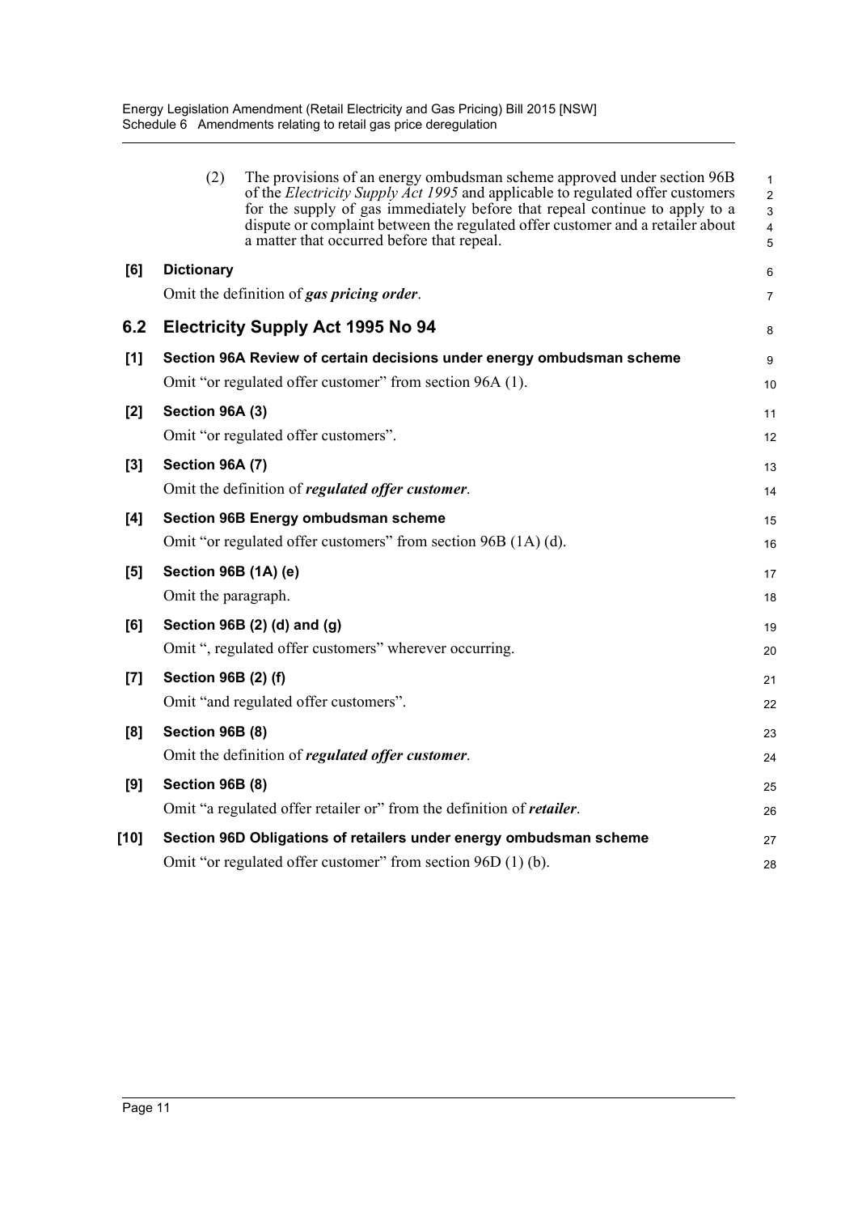(2) The provisions of an energy ombudsman scheme approved under section 96B of the *Electricity Supply Act 1995* and applicable to regulated offer customers for the supply of gas immediately before that repeal continue to apply to a dispute or complaint between the regulated offer customer and a retailer about a matter that occurred before that repeal.

**[6] Dictionary**

Omit the definition of ***gas pricing order***.

## 6.2 Electricity Supply Act 1995 No 94

**[1] Section 96A Review of certain decisions under energy ombudsman scheme**

Omit "or regulated offer customer" from section 96A (1).

**[2] Section 96A (3)**

Omit "or regulated offer customers".

**[3] Section 96A (7)**

Omit the definition of ***regulated offer customer***.

**[4] Section 96B Energy ombudsman scheme**

Omit "or regulated offer customers" from section 96B (1A) (d).

**[5] Section 96B (1A) (e)**

Omit the paragraph.

**[6] Section 96B (2) (d) and (g)**

Omit ", regulated offer customers" wherever occurring.

**[7] Section 96B (2) (f)**

Omit "and regulated offer customers".

**[8] Section 96B (8)**

Omit the definition of ***regulated offer customer***.

**[9] Section 96B (8)**

Omit "a regulated offer retailer or" from the definition of ***retailer***.

**[10] Section 96D Obligations of retailers under energy ombudsman scheme**

Omit "or regulated offer customer" from section 96D (1) (b).